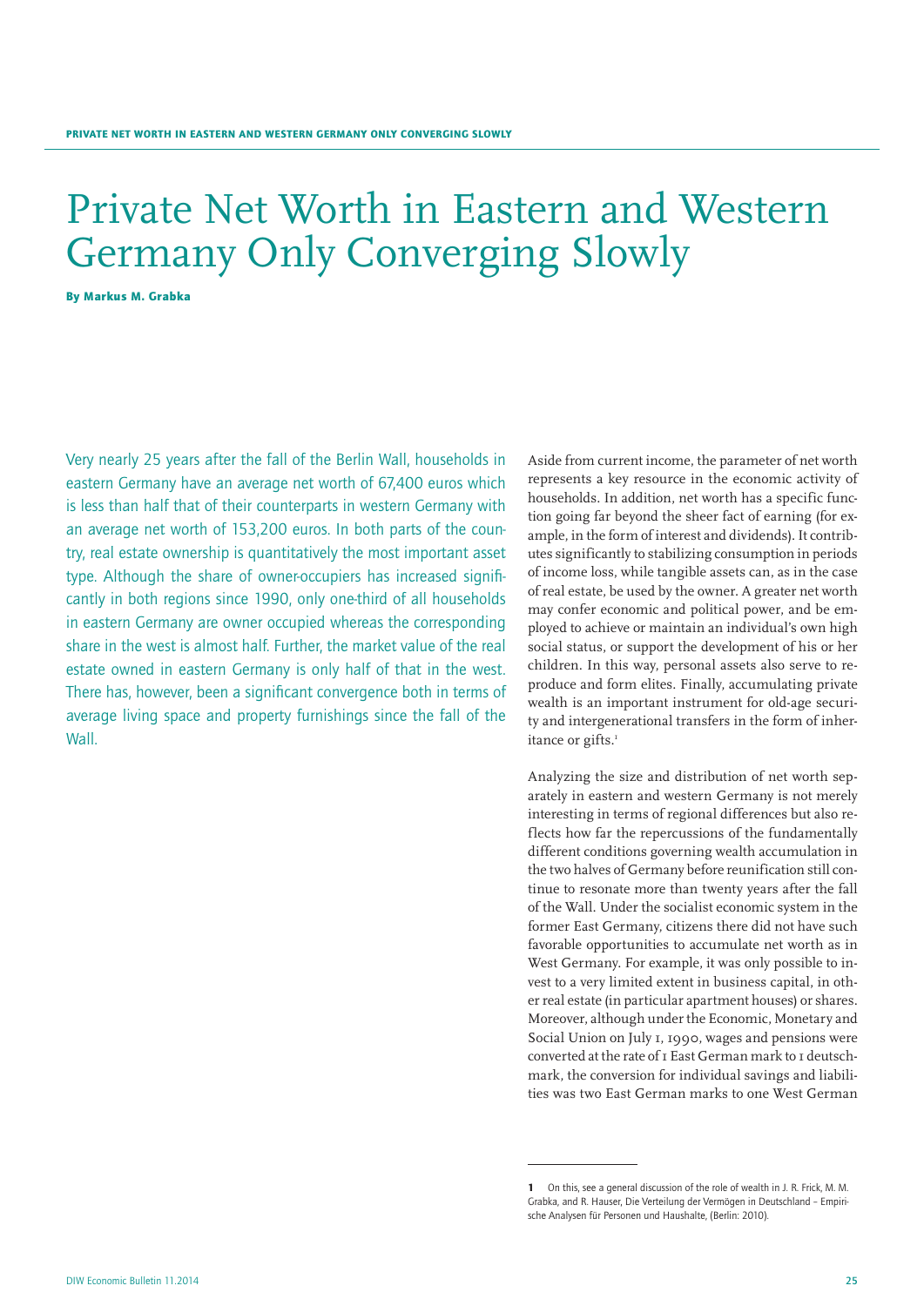# Private Net Worth in Eastern and Western Germany Only Converging Slowly

**By Markus M. Grabka**

Very nearly 25 years after the fall of the Berlin Wall, households in eastern Germany have an average net worth of 67,400 euros which is less than half that of their counterparts in western Germany with an average net worth of 153,200 euros. In both parts of the country, real estate ownership is quantitatively the most important asset type. Although the share of owner-occupiers has increased significantly in both regions since 1990, only one-third of all households in eastern Germany are owner occupied whereas the corresponding share in the west is almost half. Further, the market value of the real estate owned in eastern Germany is only half of that in the west. There has, however, been a significant convergence both in terms of average living space and property furnishings since the fall of the Wall.

Aside from current income, the parameter of net worth represents a key resource in the economic activity of households. In addition, net worth has a specific function going far beyond the sheer fact of earning (for example, in the form of interest and dividends). It contributes significantly to stabilizing consumption in periods of income loss, while tangible assets can, as in the case of real estate, be used by the owner. A greater net worth may confer economic and political power, and be employed to achieve or maintain an individual's own high social status, or support the development of his or her children. In this way, personal assets also serve to reproduce and form elites. Finally, accumulating private wealth is an important instrument for old-age security and intergenerational transfers in the form of inheritance or gifts.[1]

Analyzing the size and distribution of net worth separately in eastern and western Germany is not merely interesting in terms of regional differences but also reflects how far the repercussions of the fundamentally different conditions governing wealth accumulation in the two halves of Germany before reunification still continue to resonate more than twenty years after the fall of the Wall. Under the socialist economic system in the former East Germany, citizens there did not have such favorable opportunities to accumulate net worth as in West Germany. For example, it was only possible to invest to a very limited extent in business capital, in other real estate (in particular apartment houses) or shares. Moreover, although under the Economic, Monetary and Social Union on July 1, 1990, wages and pensions were converted at the rate of 1 East German mark to 1 deutschmark, the conversion for individual savings and liabilities was two East German marks to one West German

---

**1** On this, see a general discussion of the role of wealth in J. R. Frick, M. M. Grabka, and R. Hauser, Die Verteilung der Vermögen in Deutschland – Empirische Analysen für Personen und Haushalte, (Berlin: 2010).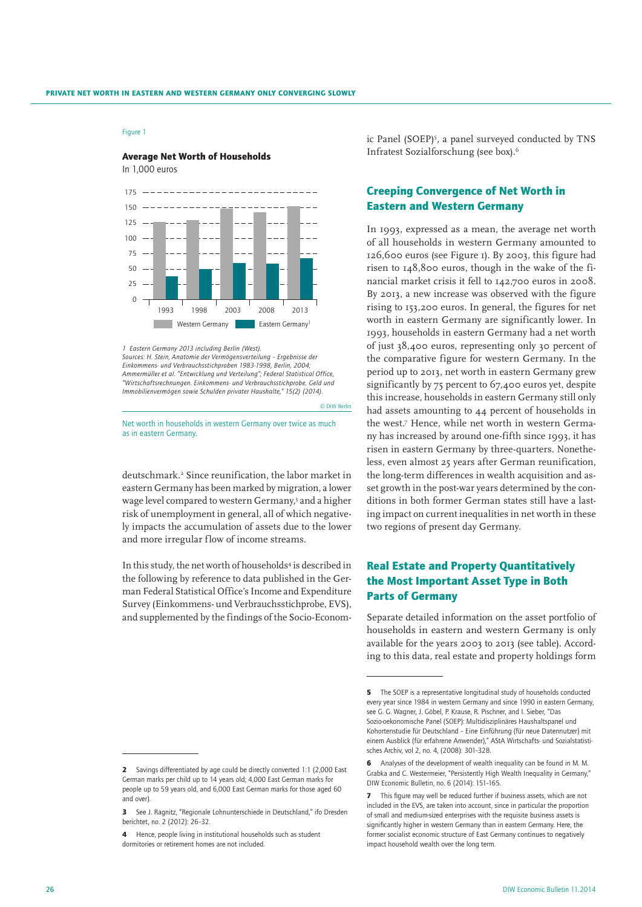Figure 1

**Average Net Worth of Households**

In 1,000 euros

1 Eastern Germany 2013 including Berlin (West).

*Sources: H. Stein, Anatomie der Vermögensverteilung – Ergebnisse der Einkommens- und Verbrauchsstichproben 1983-1998, Berlin, 2004; Ammermüller et al. "Entwicklung und Verteilung"; Federal Statistical Office, "Wirtschaftsrechnungen. Einkommens- und Verbrauchsstichprobe. Geld und Immobilienvermögen sowie Schulden privater Haushalte," 15(2) (2014).*

© DIW Berlin

Net worth in households in western Germany over twice as much as in eastern Germany.

deutschmark.[2] Since reunification, the labor market in eastern Germany has been marked by migration, a lower wage level compared to western Germany,[3] and a higher risk of unemployment in general, all of which negatively impacts the accumulation of assets due to the lower and more irregular flow of income streams.

In this study, the net worth of households[4] is described in the following by reference to data published in the German Federal Statistical Office's Income and Expenditure Survey (Einkommens- und Verbrauchsstichprobe, EVS), and supplemented by the findings of the Socio-Economic Panel (SOEP)[5], a panel surveyed conducted by TNS Infratest Sozialforschung (see box).[6]

## Creeping Convergence of Net Worth in Eastern and Western Germany

In 1993, expressed as a mean, the average net worth of all households in western Germany amounted to 126,600 euros (see Figure 1). By 2003, this figure had risen to 148,800 euros, though in the wake of the financial market crisis it fell to 142,700 euros in 2008. By 2013, a new increase was observed with the figure rising to 153,200 euros. In general, the figures for net worth in eastern Germany are significantly lower. In 1993, households in eastern Germany had a net worth of just 38,400 euros, representing only 30 percent of the comparative figure for western Germany. In the period up to 2013, net worth in eastern Germany grew significantly by 75 percent to 67,400 euros yet, despite this increase, households in eastern Germany still only had assets amounting to 44 percent of households in the west.[7] Hence, while net worth in western Germany has increased by around one-fifth since 1993, it has risen in eastern Germany by three-quarters. Nonetheless, even almost 25 years after German reunification, the long-term differences in wealth acquisition and asset growth in the post-war years determined by the conditions in both former German states still have a lasting impact on current inequalities in net worth in these two regions of present day Germany.

## Real Estate and Property Quantitatively the Most Important Asset Type in Both Parts of Germany

Separate detailed information on the asset portfolio of households in eastern and western Germany is only available for the years 2003 to 2013 (see table). According to this data, real estate and property holdings form

---

2 Savings differentiated by age could be directly converted 1:1 (2,000 East German marks per child up to 14 years old; 4,000 East German marks for people up to 59 years old, and 6,000 East German marks for those aged 60 and over).

3 See J. Ragnitz, "Regionale Lohnunterschiede in Deutschland," ifo Dresden berichtet, no. 2 (2012): 26–32.

4 Hence, people living in institutional households such as student dormitories or retirement homes are not included.

5 The SOEP is a representative longitudinal study of households conducted every year since 1984 in western Germany and since 1990 in eastern Germany, see G. G. Wagner, J. Göbel, P. Krause, R. Pischner, and I. Sieber, "Das Sozio-oekonomische Panel (SOEP): Multidisziplinäres Haushaltspanel und Kohortenstudie für Deutschland – Eine Einführung (für neue Datennutzer) mit einem Ausblick (für erfahrene Anwender)," AStA Wirtschafts- und Sozialstatistisches Archiv, vol 2, no. 4, (2008): 301–328.

6 Analyses of the development of wealth inequality can be found in M. M. Grabka and C. Westermeier, "Persistently High Wealth Inequality in Germany," DIW Economic Bulletin, no. 6 (2014): 151–165.

7 This figure may well be reduced further if business assets, which are not included in the EVS, are taken into account, since in particular the proportion of small and medium-sized enterprises with the requisite business assets is significantly higher in western Germany than in eastern Germany. Here, the former socialist economic structure of East Germany continues to negatively impact household wealth over the long term.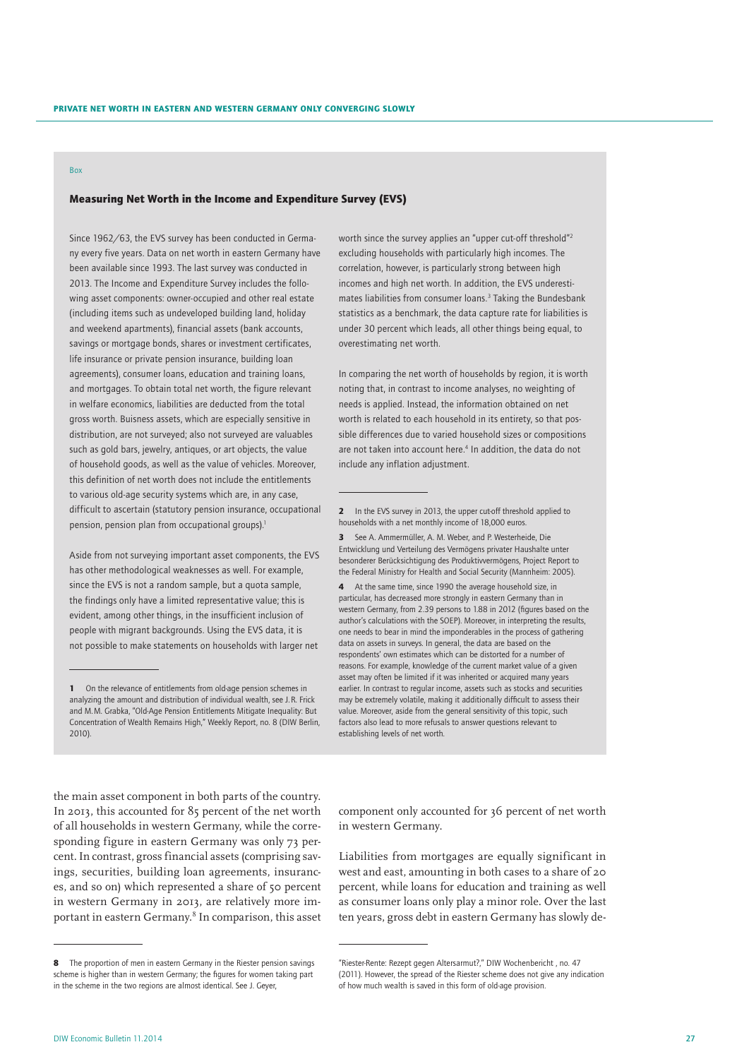Box

### Measuring Net Worth in the Income and Expenditure Survey (EVS)

Since 1962/63, the EVS survey has been conducted in Germany every five years. Data on net worth in eastern Germany have been available since 1993. The last survey was conducted in 2013. The Income and Expenditure Survey includes the following asset components: owner-occupied and other real estate (including items such as undeveloped building land, holiday and weekend apartments), financial assets (bank accounts, savings or mortgage bonds, shares or investment certificates, life insurance or private pension insurance, building loan agreements), consumer loans, education and training loans, and mortgages. To obtain total net worth, the figure relevant in welfare economics, liabilities are deducted from the total gross worth. Buisness assets, which are especially sensitive in distribution, are not surveyed; also not surveyed are valuables such as gold bars, jewelry, antiques, or art objects, the value of household goods, as well as the value of vehicles. Moreover, this definition of net worth does not include the entitlements to various old-age security systems which are, in any case, difficult to ascertain (statutory pension insurance, occupational pension, pension plan from occupational groups).[1]

Aside from not surveying important asset components, the EVS has other methodological weaknesses as well. For example, since the EVS is not a random sample, but a quota sample, the findings only have a limited representative value; this is evident, among other things, in the insufficient inclusion of people with migrant backgrounds. Using the EVS data, it is not possible to make statements on households with larger net worth since the survey applies an "upper cut-off threshold"[2] excluding households with particularly high incomes. The correlation, however, is particularly strong between high incomes and high net worth. In addition, the EVS underestimates liabilities from consumer loans.[3] Taking the Bundesbank statistics as a benchmark, the data capture rate for liabilities is under 30 percent which leads, all other things being equal, to overestimating net worth.

In comparing the net worth of households by region, it is worth noting that, in contrast to income analyses, no weighting of needs is applied. Instead, the information obtained on net worth is related to each household in its entirety, so that possible differences due to varied household sizes or compositions are not taken into account here.[4] In addition, the data do not include any inflation adjustment.

1 On the relevance of entitlements from old-age pension schemes in analyzing the amount and distribution of individual wealth, see J.R. Frick and M.M. Grabka, "Old-Age Pension Entitlements Mitigate Inequality: But Concentration of Wealth Remains High," Weekly Report, no. 8 (DIW Berlin, 2010).

2 In the EVS survey in 2013, the upper cut-off threshold applied to households with a net monthly income of 18,000 euros.

3 See A. Ammermüller, A. M. Weber, and P. Westerheide, Die Entwicklung und Verteilung des Vermögens privater Haushalte unter besonderer Berücksichtigung des Produktivvermögens, Project Report to the Federal Ministry for Health and Social Security (Mannheim: 2005).

4 At the same time, since 1990 the average household size, in particular, has decreased more strongly in eastern Germany than in western Germany, from 2.39 persons to 1.88 in 2012 (figures based on the author's calculations with the SOEP). Moreover, in interpreting the results, one needs to bear in mind the imponderables in the process of gathering data on assets in surveys. In general, the data are based on the respondents' own estimates which can be distorted for a number of reasons. For example, knowledge of the current market value of a given asset may often be limited if it was inherited or acquired many years earlier. In contrast to regular income, assets such as stocks and securities may be extremely volatile, making it additionally difficult to assess their value. Moreover, aside from the general sensitivity of this topic, such factors also lead to more refusals to answer questions relevant to establishing levels of net worth.

the main asset component in both parts of the country. In 2013, this accounted for 85 percent of the net worth of all households in western Germany, while the corresponding figure in eastern Germany was only 73 percent. In contrast, gross financial assets (comprising savings, securities, building loan agreements, insurances, and so on) which represented a share of 50 percent in western Germany in 2013, are relatively more important in eastern Germany.[8] In comparison, this asset component only accounted for 36 percent of net worth in western Germany.

Liabilities from mortgages are equally significant in west and east, amounting in both cases to a share of 20 percent, while loans for education and training as well as consumer loans only play a minor role. Over the last ten years, gross debt in eastern Germany has slowly de-

8 The proportion of men in eastern Germany in the Riester pension savings scheme is higher than in western Germany; the figures for women taking part in the scheme in the two regions are almost identical. See J. Geyer, "Riester-Rente: Rezept gegen Altersarmut?," DIW Wochenbericht , no. 47 (2011). However, the spread of the Riester scheme does not give any indication of how much wealth is saved in this form of old-age provision.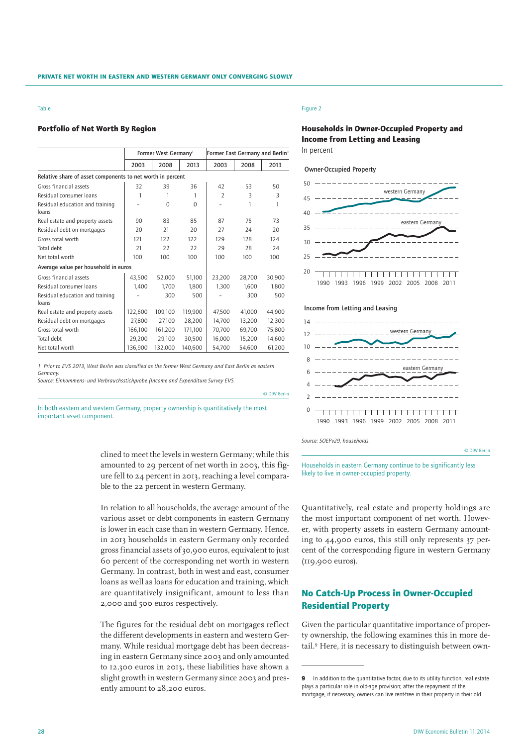Table

### Portfolio of Net Worth By Region

| | Former West Germany[1] | | | Former East Germany and Berlin[1] | | |
|---|---|---|---|---|---|---|
| | 2003 | 2008 | 2013 | 2003 | 2008 | 2013 |
| **Relative share of asset components to net worth in percent** | | | | | | |
| Gross financial assets | 32 | 39 | 36 | 42 | 53 | 50 |
| Residual consumer loans | 1 | 1 | 1 | 2 | 3 | 3 |
| Residual education and training loans | – | 0 | 0 | – | 1 | 1 |
| Real estate and property assets | 90 | 83 | 85 | 87 | 75 | 73 |
| Residual debt on mortgages | 20 | 21 | 20 | 27 | 24 | 20 |
| Gross total worth | 121 | 122 | 122 | 129 | 128 | 124 |
| Total debt | 21 | 22 | 22 | 29 | 28 | 24 |
| Net total worth | 100 | 100 | 100 | 100 | 100 | 100 |
| **Average value per household in euros** | | | | | | |
| Gross financial assets | 43,500 | 52,000 | 51,100 | 23,200 | 28,700 | 30,900 |
| Residual consumer loans | 1,400 | 1,700 | 1,800 | 1,300 | 1,600 | 1,800 |
| Residual education and training loans | – | 300 | 500 | – | 300 | 500 |
| Real estate and property assets | 122,600 | 109,100 | 119,900 | 47,500 | 41,000 | 44,900 |
| Residual debt on mortgages | 27,800 | 27,100 | 28,200 | 14,700 | 13,200 | 12,300 |
| Gross total worth | 166,100 | 161,200 | 171,100 | 70,700 | 69,700 | 75,800 |
| Total debt | 29,200 | 29,100 | 30,500 | 16,000 | 15,200 | 14,600 |
| Net total worth | 136,900 | 132,000 | 140,600 | 54,700 | 54,600 | 61,200 |

*1 Prior to EVS 2013, West Berlin was classified as the former West Germany and East Berlin as eastern Germany.*
*Source: Einkommens- und Verbrauchsstichprobe (Income and Expenditure Survey EVS.*

© DIW Berlin

In both eastern and western Germany, property ownership is quantitatively the most important asset component.

clined to meet the levels in western Germany; while this amounted to 29 percent of net worth in 2003, this figure fell to 24 percent in 2013, reaching a level comparable to the 22 percent in western Germany.

In relation to all households, the average amount of the various asset or debt components in eastern Germany is lower in each case than in western Germany. Hence, in 2013 households in eastern Germany only recorded gross financial assets of 30,900 euros, equivalent to just 60 percent of the corresponding net worth in western Germany. In contrast, both in west and east, consumer loans as well as loans for education and training, which are quantitatively insignificant, amount to less than 2,000 and 500 euros respectively.

The figures for the residual debt on mortgages reflect the different developments in eastern and western Germany. While residual mortgage debt has been decreasing in eastern Germany since 2003 and only amounted to 12,300 euros in 2013, these liabilities have shown a slight growth in western Germany since 2003 and presently amount to 28,200 euros.

Figure 2

### Households in Owner-Occupied Property and Income from Letting and Leasing

In percent

Owner-Occupied Property

Income from Letting and Leasing

*Source: SOEPv29, households.*

© DIW Berlin

Households in eastern Germany continue to be significantly less likely to live in owner-occupied property.

Quantitatively, real estate and property holdings are the most important component of net worth. However, with property assets in eastern Germany amounting to 44,900 euros, this still only represents 37 percent of the corresponding figure in western Germany (119,900 euros).

## No Catch-Up Process in Owner-Occupied Residential Property

Given the particular quantitative importance of property ownership, the following examines this in more detail.[9] Here, it is necessary to distinguish between own-

**9** In addition to the quantitative factor, due to its utility function, real estate plays a particular role in old-age provision; after the repayment of the mortgage, if necessary, owners can live rent-free in their property in their old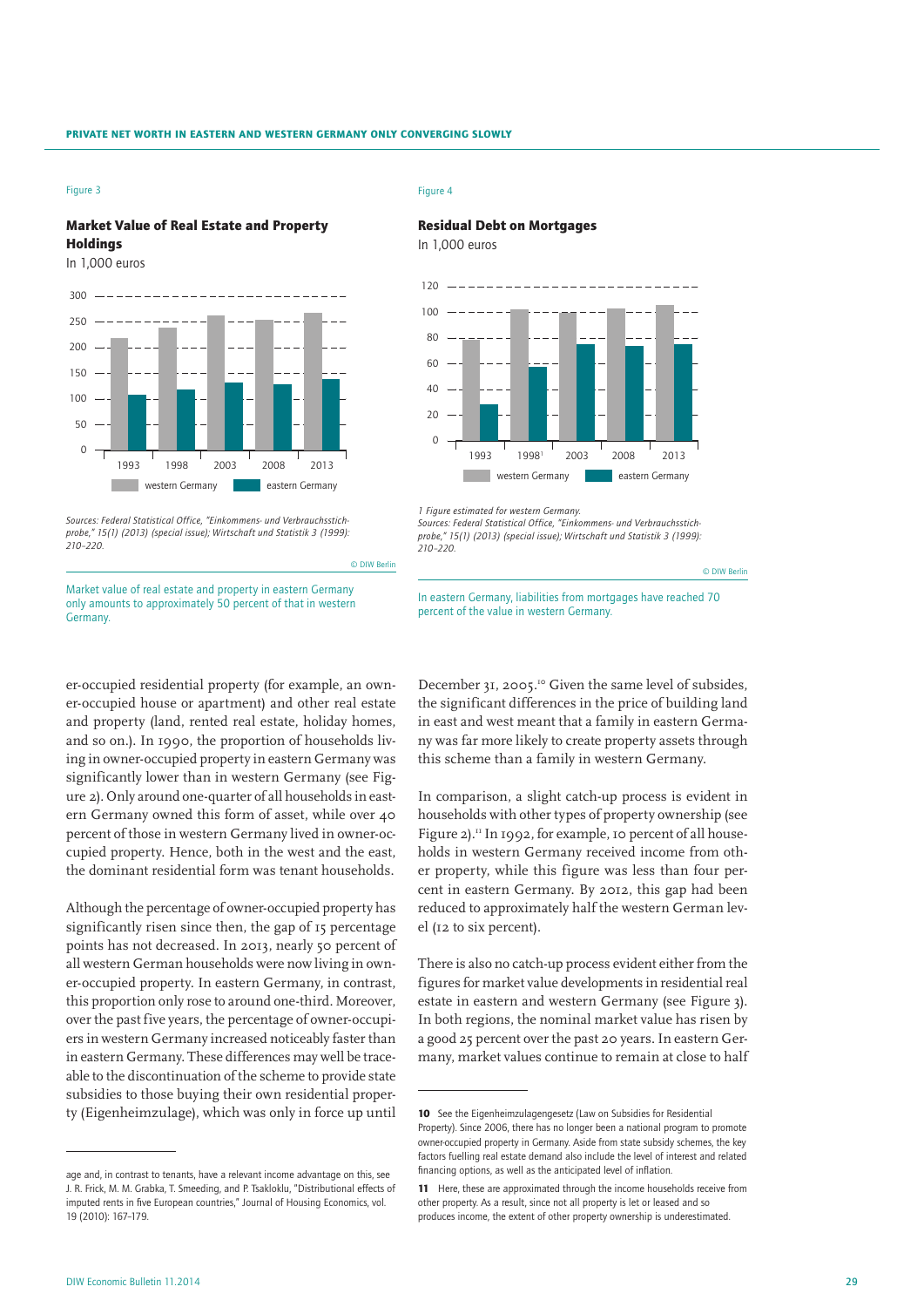Figure 3

**Market Value of Real Estate and Property Holdings**

In 1,000 euros

*Sources: Federal Statistical Office, "Einkommens- und Verbrauchsstichprobe," 15(1) (2013) (special issue); Wirtschaft und Statistik 3 (1999): 210–220.*

© DIW Berlin

Market value of real estate and property in eastern Germany only amounts to approximately 50 percent of that in western Germany.

Figure 4

**Residual Debt on Mortgages**

In 1,000 euros

*1 Figure estimated for western Germany.*
*Sources: Federal Statistical Office, "Einkommens- und Verbrauchsstichprobe," 15(1) (2013) (special issue); Wirtschaft und Statistik 3 (1999): 210–220.*

© DIW Berlin

In eastern Germany, liabilities from mortgages have reached 70 percent of the value in western Germany.

er-occupied residential property (for example, an owner-occupied house or apartment) and other real estate and property (land, rented real estate, holiday homes, and so on.). In 1990, the proportion of households living in owner-occupied property in eastern Germany was significantly lower than in western Germany (see Figure 2). Only around one-quarter of all households in eastern Germany owned this form of asset, while over 40 percent of those in western Germany lived in owner-occupied property. Hence, both in the west and the east, the dominant residential form was tenant households.

Although the percentage of owner-occupied property has significantly risen since then, the gap of 15 percentage points has not decreased. In 2013, nearly 50 percent of all western German households were now living in owner-occupied property. In eastern Germany, in contrast, this proportion only rose to around one-third. Moreover, over the past five years, the percentage of owner-occupiers in western Germany increased noticeably faster than in eastern Germany. These differences may well be traceable to the discontinuation of the scheme to provide state subsidies to those buying their own residential property (Eigenheimzulage), which was only in force up until December 31, 2005.[10] Given the same level of subsides, the significant differences in the price of building land in east and west meant that a family in eastern Germany was far more likely to create property assets through this scheme than a family in western Germany.

In comparison, a slight catch-up process is evident in households with other types of property ownership (see Figure 2).[11] In 1992, for example, 10 percent of all households in western Germany received income from other property, while this figure was less than four percent in eastern Germany. By 2012, this gap had been reduced to approximately half the western German level (12 to six percent).

There is also no catch-up process evident either from the figures for market value developments in residential real estate in eastern and western Germany (see Figure 3). In both regions, the nominal market value has risen by a good 25 percent over the past 20 years. In eastern Germany, market values continue to remain at close to half

---

age and, in contrast to tenants, have a relevant income advantage on this, see J. R. Frick, M. M. Grabka, T. Smeeding, and P. Tsakloklu, "Distributional effects of imputed rents in five European countries," Journal of Housing Economics, vol. 19 (2010): 167–179.

**10** See the Eigenheimzulagengesetz (Law on Subsidies for Residential Property). Since 2006, there has no longer been a national program to promote owner-occupied property in Germany. Aside from state subsidy schemes, the key factors fuelling real estate demand also include the level of interest and related financing options, as well as the anticipated level of inflation.

**11** Here, these are approximated through the income households receive from other property. As a result, since not all property is let or leased and so produces income, the extent of other property ownership is underestimated.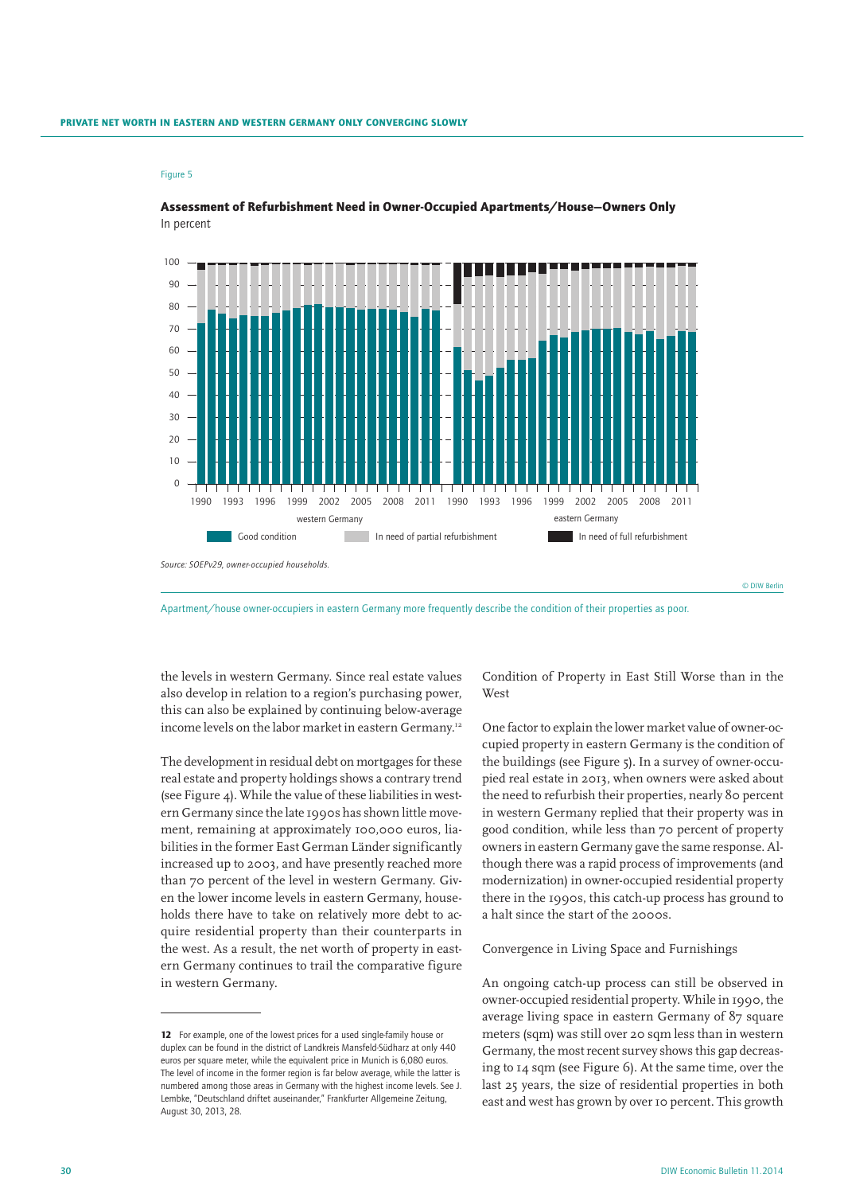Figure 5

**Assessment of Refurbishment Need in Owner-Occupied Apartments/House—Owners Only**
In percent

Source: SOEPv29, owner-occupied households.

© DIW Berlin

Apartment/house owner-occupiers in eastern Germany more frequently describe the condition of their properties as poor.

the levels in western Germany. Since real estate values also develop in relation to a region's purchasing power, this can also be explained by continuing below-average income levels on the labor market in eastern Germany.[12]

The development in residual debt on mortgages for these real estate and property holdings shows a contrary trend (see Figure 4). While the value of these liabilities in western Germany since the late 1990s has shown little movement, remaining at approximately 100,000 euros, liabilities in the former East German Länder significantly increased up to 2003, and have presently reached more than 70 percent of the level in western Germany. Given the lower income levels in eastern Germany, households there have to take on relatively more debt to acquire residential property than their counterparts in the west. As a result, the net worth of property in eastern Germany continues to trail the comparative figure in western Germany.

### Condition of Property in East Still Worse than in the West

One factor to explain the lower market value of owner-occupied property in eastern Germany is the condition of the buildings (see Figure 5). In a survey of owner-occupied real estate in 2013, when owners were asked about the need to refurbish their properties, nearly 80 percent in western Germany replied that their property was in good condition, while less than 70 percent of property owners in eastern Germany gave the same response. Although there was a rapid process of improvements (and modernization) in owner-occupied residential property there in the 1990s, this catch-up process has ground to a halt since the start of the 2000s.

### Convergence in Living Space and Furnishings

An ongoing catch-up process can still be observed in owner-occupied residential property. While in 1990, the average living space in eastern Germany of 87 square meters (sqm) was still over 20 sqm less than in western Germany, the most recent survey shows this gap decreasing to 14 sqm (see Figure 6). At the same time, over the last 25 years, the size of residential properties in both east and west has grown by over 10 percent. This growth

---

**12** For example, one of the lowest prices for a used single-family house or duplex can be found in the district of Landkreis Mansfeld-Südharz at only 440 euros per square meter, while the equivalent price in Munich is 6,080 euros. The level of income in the former region is far below average, while the latter is numbered among those areas in Germany with the highest income levels. See J. Lembke, "Deutschland driftet auseinander," Frankfurter Allgemeine Zeitung, August 30, 2013, 28.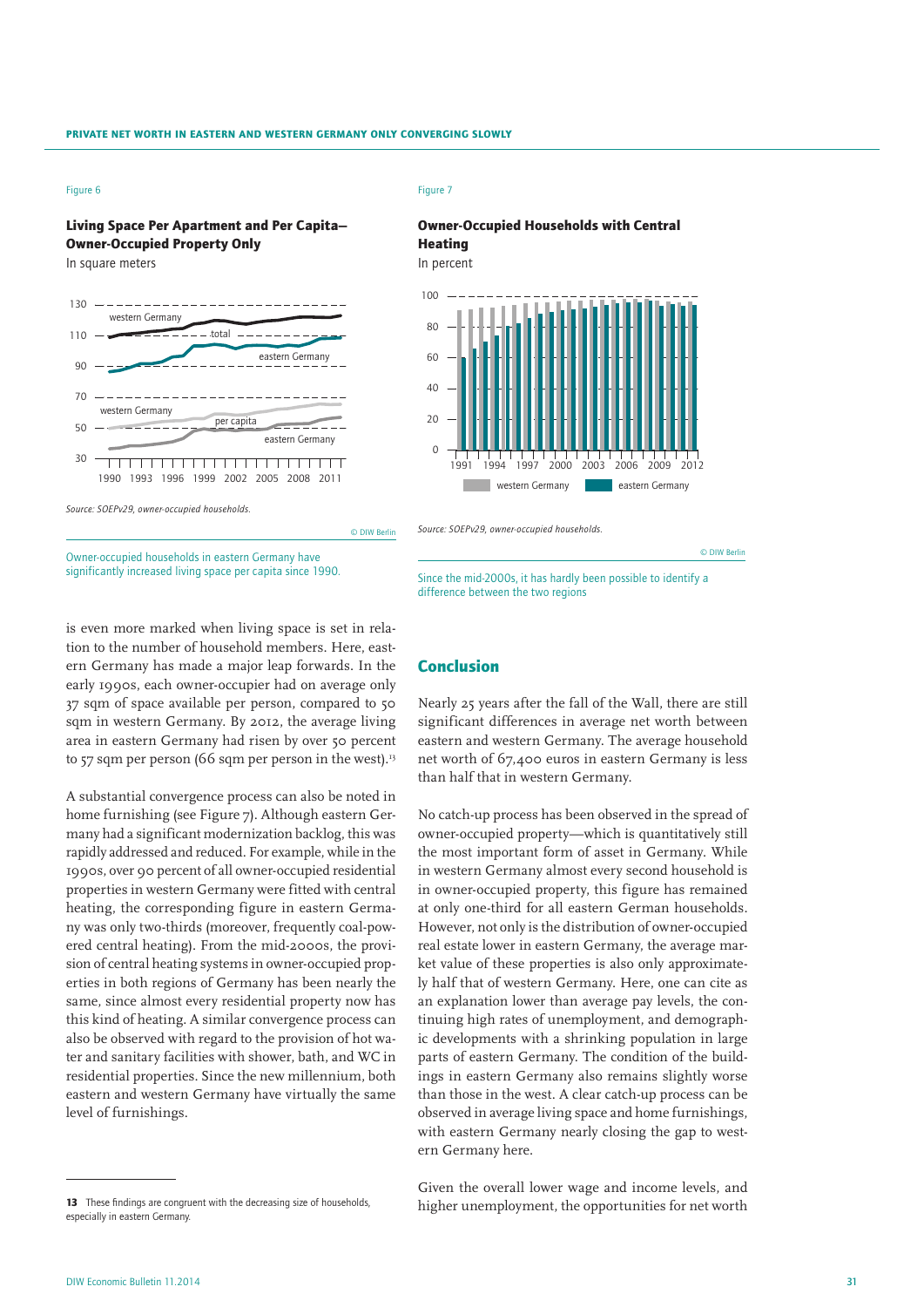Figure 6

**Living Space Per Apartment and Per Capita—Owner-Occupied Property Only**

In square meters

*Source: SOEPv29, owner-occupied households.*

© DIW Berlin

Owner-occupied households in eastern Germany have significantly increased living space per capita since 1990.

Figure 7

**Owner-Occupied Households with Central Heating**

In percent

*Source: SOEPv29, owner-occupied households.*

© DIW Berlin

Since the mid-2000s, it has hardly been possible to identify a difference between the two regions

is even more marked when living space is set in relation to the number of household members. Here, eastern Germany has made a major leap forwards. In the early 1990s, each owner-occupier had on average only 37 sqm of space available per person, compared to 50 sqm in western Germany. By 2012, the average living area in eastern Germany had risen by over 50 percent to 57 sqm per person (66 sqm per person in the west).[13]

A substantial convergence process can also be noted in home furnishing (see Figure 7). Although eastern Germany had a significant modernization backlog, this was rapidly addressed and reduced. For example, while in the 1990s, over 90 percent of all owner-occupied residential properties in western Germany were fitted with central heating, the corresponding figure in eastern Germany was only two-thirds (moreover, frequently coal-powered central heating). From the mid-2000s, the provision of central heating systems in owner-occupied properties in both regions of Germany has been nearly the same, since almost every residential property now has this kind of heating. A similar convergence process can also be observed with regard to the provision of hot water and sanitary facilities with shower, bath, and WC in residential properties. Since the new millennium, both eastern and western Germany have virtually the same level of furnishings.

## Conclusion

Nearly 25 years after the fall of the Wall, there are still significant differences in average net worth between eastern and western Germany. The average household net worth of 67,400 euros in eastern Germany is less than half that in western Germany.

No catch-up process has been observed in the spread of owner-occupied property—which is quantitatively still the most important form of asset in Germany. While in western Germany almost every second household is in owner-occupied property, this figure has remained at only one-third for all eastern German households. However, not only is the distribution of owner-occupied real estate lower in eastern Germany, the average market value of these properties is also only approximately half that of western Germany. Here, one can cite as an explanation lower than average pay levels, the continuing high rates of unemployment, and demographic developments with a shrinking population in large parts of eastern Germany. The condition of the buildings in eastern Germany also remains slightly worse than those in the west. A clear catch-up process can be observed in average living space and home furnishings, with eastern Germany nearly closing the gap to western Germany here.

Given the overall lower wage and income levels, and higher unemployment, the opportunities for net worth

---

**13** These findings are congruent with the decreasing size of households, especially in eastern Germany.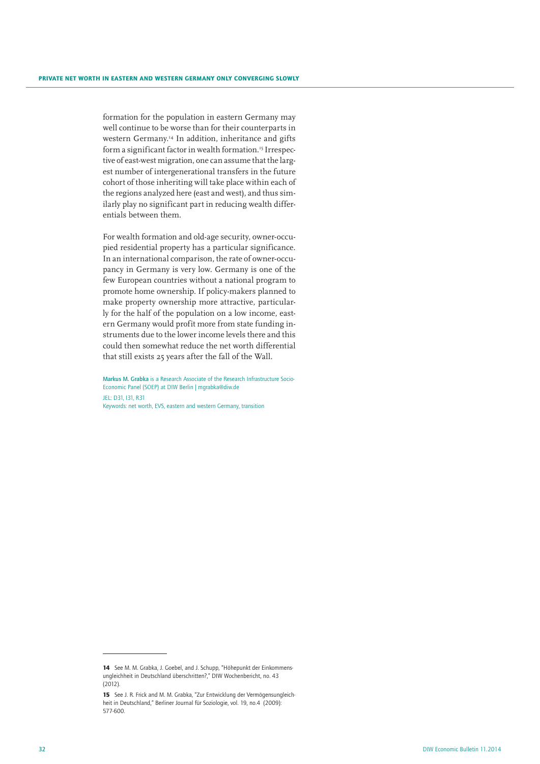formation for the population in eastern Germany may well continue to be worse than for their counterparts in western Germany.[14] In addition, inheritance and gifts form a significant factor in wealth formation.[15] Irrespective of east-west migration, one can assume that the largest number of intergenerational transfers in the future cohort of those inheriting will take place within each of the regions analyzed here (east and west), and thus similarly play no significant part in reducing wealth differentials between them.

For wealth formation and old-age security, owner-occupied residential property has a particular significance. In an international comparison, the rate of owner-occupancy in Germany is very low. Germany is one of the few European countries without a national program to promote home ownership. If policy-makers planned to make property ownership more attractive, particularly for the half of the population on a low income, eastern Germany would profit more from state funding instruments due to the lower income levels there and this could then somewhat reduce the net worth differential that still exists 25 years after the fall of the Wall.

**Markus M. Grabka** is a Research Associate of the Research Infrastructure Socio-Economic Panel (SOEP) at DIW Berlin | mgrabka@diw.de

JEL: D31, I31, R31

Keywords: net worth, EVS, eastern and western Germany, transition

---

**14** See M. M. Grabka, J. Goebel, and J. Schupp, "Höhepunkt der Einkommensungleichheit in Deutschland überschritten?," DIW Wochenbericht, no. 43 (2012).

**15** See J. R. Frick and M. M. Grabka, "Zur Entwicklung der Vermögensungleichheit in Deutschland," Berliner Journal für Soziologie, vol. 19, no.4 (2009): 577-600.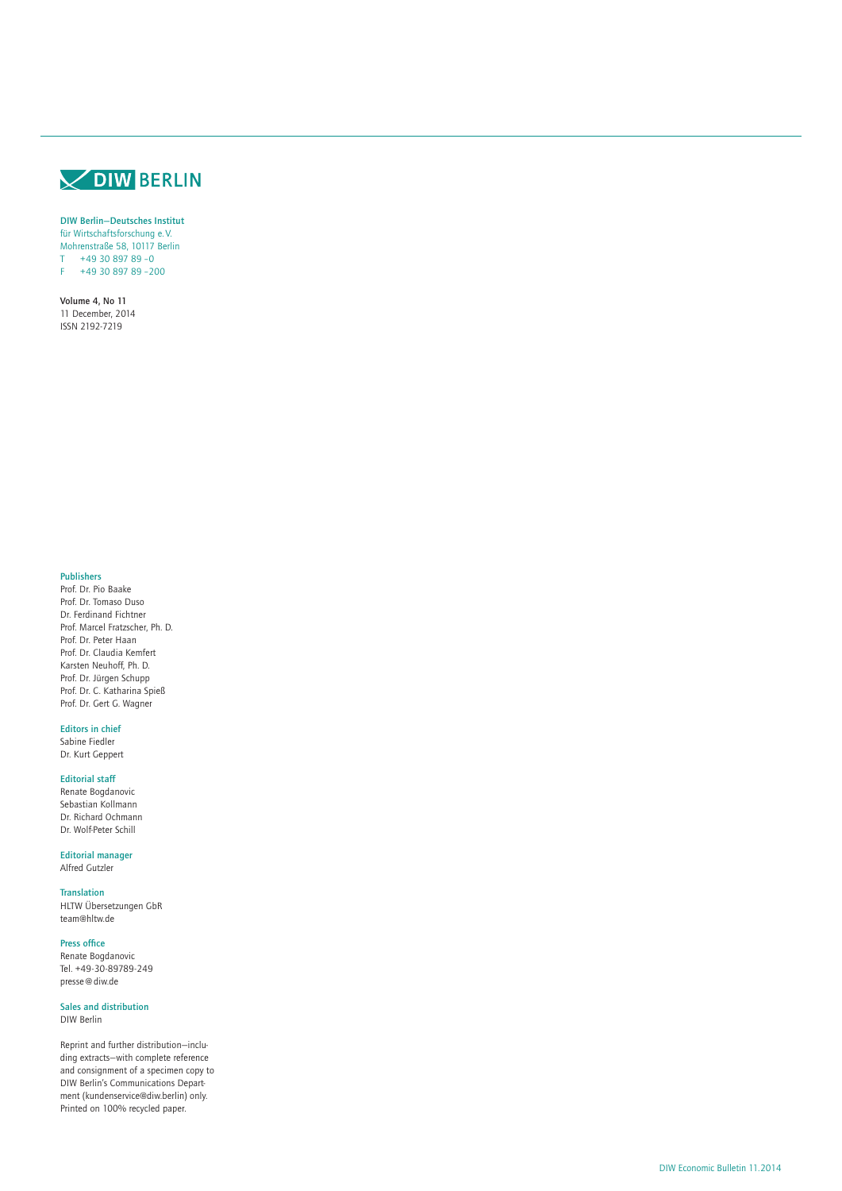DIW BERLIN

**DIW Berlin—Deutsches Institut**
für Wirtschaftsforschung e. V.
Mohrenstraße 58, 10117 Berlin
T +49 30 897 89 -0
F +49 30 897 89 -200

**Volume 4, No 11**
11 December, 2014
ISSN 2192-7219

**Publishers**
Prof. Dr. Pio Baake
Prof. Dr. Tomaso Duso
Dr. Ferdinand Fichtner
Prof. Marcel Fratzscher, Ph. D.
Prof. Dr. Peter Haan
Prof. Dr. Claudia Kemfert
Karsten Neuhoff, Ph. D.
Prof. Dr. Jürgen Schupp
Prof. Dr. C. Katharina Spieß
Prof. Dr. Gert G. Wagner

**Editors in chief**
Sabine Fiedler
Dr. Kurt Geppert

**Editorial staff**
Renate Bogdanovic
Sebastian Kollmann
Dr. Richard Ochmann
Dr. Wolf-Peter Schill

**Editorial manager**
Alfred Gutzler

**Translation**
HLTW Übersetzungen GbR
team@hltw.de

**Press office**
Renate Bogdanovic
Tel. +49-30-89789-249
presse@diw.de

**Sales and distribution**
DIW Berlin

Reprint and further distribution—including extracts—with complete reference and consignment of a specimen copy to DIW Berlin's Communications Department (kundenservice@diw.berlin) only.
Printed on 100% recycled paper.